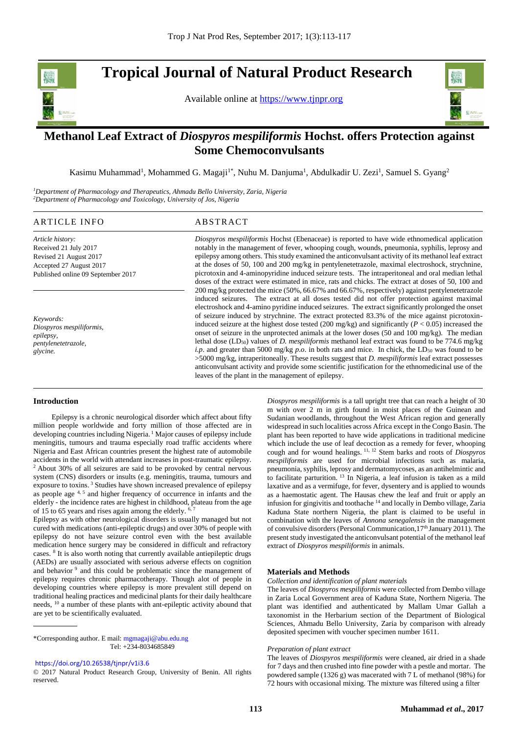# Methanol Leaf Extract of *Diospyros mespiliformis* Hochst. offers Protection against Some Chemoconvulsants

Kasimu Muhammad[1], Mohammed G. Magaji[1*], Nuhu M. Danjuma[1], Abdulkadir U. Zezi[1], Samuel S. Gyang[2]

[1]*Department of Pharmacology and Therapeutics, Ahmadu Bello University, Zaria, Nigeria*
[2]*Department of Pharmacology and Toxicology, University of Jos, Nigeria*

## ARTICLE INFO

*Article history:*
Received 21 July 2017
Revised 21 August 2017
Accepted 27 August 2017
Published online 09 September 2017

*Keywords:*
*Diospyros mespiliformis,*
*epilepsy,*
*pentylenetetrazole,*
*glycine.*

## ABSTRACT

*Diospyros mespiliformis* Hochst (Ebenaceae) is reported to have wide ethnomedical application notably in the management of fever, whooping cough, wounds, pneumonia, syphilis, leprosy and epilepsy among others. This study examined the anticonvulsant activity of its methanol leaf extract at the doses of 50, 100 and 200 mg/kg in pentylenetetrazole, maximal electroshock, strychnine, picrotoxin and 4-aminopyridine induced seizure tests. The intraperitoneal and oral median lethal doses of the extract were estimated in mice, rats and chicks. The extract at doses of 50, 100 and 200 mg/kg protected the mice (50%, 66.67% and 66.67%, respectively) against pentylenetetrazole induced seizures. The extract at all doses tested did not offer protection against maximal electroshock and 4-amino pyridine induced seizures. The extract significantly prolonged the onset of seizure induced by strychnine. The extract protected 83.3% of the mice against picrotoxin-induced seizure at the highest dose tested (200 mg/kg) and significantly ($P < 0.05$) increased the onset of seizure in the unprotected animals at the lower doses (50 and 100 mg/kg). The median lethal dose ($LD_{50}$) values of *D. mespiliformis* methanol leaf extract was found to be 774.6 mg/kg *i.p*. and greater than 5000 mg/kg *p.o*. in both rats and mice. In chick, the $LD_{50}$ was found to be >5000 mg/kg, intraperitoneally. These results suggest that *D. mespiliformis* leaf extract possesses anticonvulsant activity and provide some scientific justification for the ethnomedicinal use of the leaves of the plant in the management of epilepsy.

## Introduction

Epilepsy is a chronic neurological disorder which affect about fifty million people worldwide and forty million of those affected are in developing countries including Nigeria.[1] Major causes of epilepsy include meningitis, tumours and trauma especially road traffic accidents where Nigeria and East African countries present the highest rate of automobile accidents in the world with attendant increases in post-traumatic epilepsy.[2] About 30% of all seizures are said to be provoked by central nervous system (CNS) disorders or insults (e.g. meningitis, trauma, tumours and exposure to toxins.[3] Studies have shown increased prevalence of epilepsy as people age [4, 5] and higher frequency of occurrence in infants and the elderly - the incidence rates are highest in childhood, plateau from the age of 15 to 65 years and rises again among the elderly. [6, 7]
Epilepsy as with other neurological disorders is usually managed but not cured with medications (anti-epileptic drugs) and over 30% of people with epilepsy do not have seizure control even with the best available medication hence surgery may be considered in difficult and refractory cases. [8] It is also worth noting that currently available antiepileptic drugs (AEDs) are usually associated with serious adverse effects on cognition and behavior [9] and this could be problematic since the management of epilepsy requires chronic pharmacotherapy. Though alot of people in developing countries where epilepsy is more prevalent still depend on traditional healing practices and medicinal plants for their daily healthcare needs, [10] a number of these plants with ant-epileptic activity abound that are yet to be scientifically evaluated.

*Diospyros mespiliformis* is a tall upright tree that can reach a height of 30 m with over 2 m in girth found in moist places of the Guinean and Sudanian woodlands, throughout the West African region and generally widespread in such localities across Africa except in the Congo Basin. The plant has been reported to have wide applications in traditional medicine which include the use of leaf decoction as a remedy for fever, whooping cough and for wound healings. [11, 12] Stem barks and roots of *Diospyros mespiliformis* are used for microbial infections such as malaria, pneumonia, syphilis, leprosy and dermatomycoses, as an antihelmintic and to facilitate parturition. [13] In Nigeria, a leaf infusion is taken as a mild laxative and as a vermifuge, for fever, dysentery and is applied to wounds as a haemostatic agent. The Hausas chew the leaf and fruit or apply an infusion for gingivitis and toothache [14] and locally in Dembo village, Zaria Kaduna State northern Nigeria, the plant is claimed to be useful in combination with the leaves of *Annona senegalensis* in the management of convulsive disorders (Personal Communication,17th January 2011). The present study investigated the anticonvulsant potential of the methanol leaf extract of *Diospyros mespiliformis* in animals.

## Materials and Methods

*Collection and identification of plant materials*

The leaves of *Diospyros mespiliformis* were collected from Dembo village in Zaria Local Government area of Kaduna State, Northern Nigeria. The plant was identified and authenticated by Mallam Umar Gallah a taxonomist in the Herbarium section of the Department of Biological Sciences, Ahmadu Bello University, Zaria by comparison with already deposited specimen with voucher specimen number 1611.

*Preparation of plant extract*

The leaves of *Diospyros mespiliformis* were cleaned, air dried in a shade for 7 days and then crushed into fine powder with a pestle and mortar. The powdered sample (1326 g) was macerated with 7 L of methanol (98%) for 72 hours with occasional mixing. The mixture was filtered using a filter

*Corresponding author. E mail: mgmagaji@abu.edu.ng
Tel: +234-8034685849

https://doi.org/10.26538/tjnpr/v1i3.6

© 2017 Natural Product Research Group, University of Benin. All rights reserved.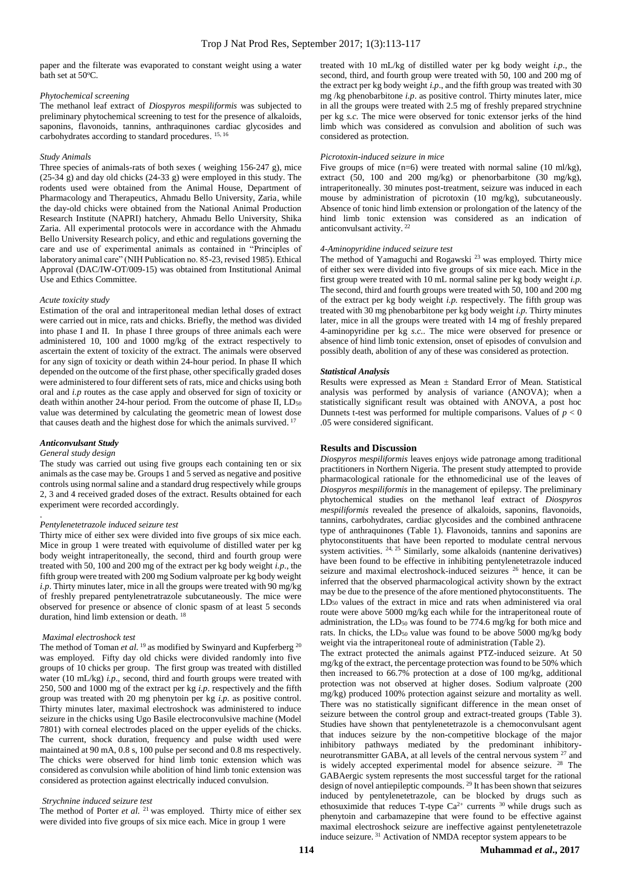paper and the filterate was evaporated to constant weight using a water bath set at 50°C.

*Phytochemical screening*

The methanol leaf extract of *Diospyros mespiliformis* was subjected to preliminary phytochemical screening to test for the presence of alkaloids, saponins, flavonoids, tannins, anthraquinones cardiac glycosides and carbohydrates according to standard procedures. [15, 16]

*Study Animals*

Three species of animals-rats of both sexes ( weighing 156-247 g), mice (25-34 g) and day old chicks (24-33 g) were employed in this study. The rodents used were obtained from the Animal House, Department of Pharmacology and Therapeutics, Ahmadu Bello University, Zaria, while the day-old chicks were obtained from the National Animal Production Research Institute (NAPRI) hatchery, Ahmadu Bello University, Shika Zaria. All experimental protocols were in accordance with the Ahmadu Bello University Research policy, and ethic and regulations governing the care and use of experimental animals as contained in "Principles of laboratory animal care" (NIH Publication no. 85-23, revised 1985). Ethical Approval (DAC/IW-OT/009-15) was obtained from Institutional Animal Use and Ethics Committee.

*Acute toxicity study*

Estimation of the oral and intraperitoneal median lethal doses of extract were carried out in mice, rats and chicks. Briefly, the method was divided into phase I and II. In phase I three groups of three animals each were administered 10, 100 and 1000 mg/kg of the extract respectively to ascertain the extent of toxicity of the extract. The animals were observed for any sign of toxicity or death within 24-hour period. In phase II which depended on the outcome of the first phase, other specifically graded doses were administered to four different sets of rats, mice and chicks using both oral and *i.p* routes as the case apply and observed for sign of toxicity or death within another 24-hour period. From the outcome of phase II, $LD_{50}$ value was determined by calculating the geometric mean of lowest dose that causes death and the highest dose for which the animals survived. [17]

***Anticonvulsant Study***

*General study design*

The study was carried out using five groups each containing ten or six animals as the case may be. Groups 1 and 5 served as negative and positive controls using normal saline and a standard drug respectively while groups 2, 3 and 4 received graded doses of the extract. Results obtained for each experiment were recorded accordingly.

*Pentylenetetrazole induced seizure test*

Thirty mice of either sex were divided into five groups of six mice each. Mice in group 1 were treated with equivolume of distilled water per kg body weight intraperitoneally, the second, third and fourth group were treated with 50, 100 and 200 mg of the extract per kg body weight *i.p.*, the fifth group were treated with 200 mg Sodium valproate per kg body weight *i.p*. Thirty minutes later, mice in all the groups were treated with 90 mg/kg of freshly prepared pentylenetratrazole subcutaneously. The mice were observed for presence or absence of clonic spasm of at least 5 seconds duration, hind limb extension or death. [18]

*Maximal electroshock test*

The method of Toman *et al.* [19] as modified by Swinyard and Kupferberg [20] was employed. Fifty day old chicks were divided randomly into five groups of 10 chicks per group. The first group was treated with distilled water (10 mL/kg) *i.p*., second, third and fourth groups were treated with 250, 500 and 1000 mg of the extract per kg *i.p.* respectively and the fifth group was treated with 20 mg phenytoin per kg *i.p.* as positive control. Thirty minutes later, maximal electroshock was administered to induce seizure in the chicks using Ugo Basile electroconvulsive machine (Model 7801) with corneal electrodes placed on the upper eyelids of the chicks. The current, shock duration, frequency and pulse width used were maintained at 90 mA, 0.8 s, 100 pulse per second and 0.8 ms respectively. The chicks were observed for hind limb tonic extension which was considered as convulsion while abolition of hind limb tonic extension was considered as protection against electrically induced convulsion.

*Strychnine induced seizure test*

The method of Porter *et al.* [21] was employed. Thirty mice of either sex were divided into five groups of six mice each. Mice in group 1 were treated with 10 mL/kg of distilled water per kg body weight *i.p*., the second, third, and fourth group were treated with 50, 100 and 200 mg of the extract per kg body weight *i.p*., and the fifth group was treated with 30 mg /kg phenobarbitone *i.p*. as positive control. Thirty minutes later, mice in all the groups were treated with 2.5 mg of freshly prepared strychnine per kg *s.c.* The mice were observed for tonic extensor jerks of the hind limb which was considered as convulsion and abolition of such was considered as protection.

*Picrotoxin-induced seizure in mice*

Five groups of mice (n=6) were treated with normal saline (10 ml/kg), extract (50, 100 and 200 mg/kg) or phenorbarbitone (30 mg/kg), intraperitoneally. 30 minutes post-treatment, seizure was induced in each mouse by administration of picrotoxin (10 mg/kg), subcutaneously. Absence of tonic hind limb extension or prolongation of the latency of the hind limb tonic extension was considered as an indication of anticonvulsant activity. [22]

*4-Aminopyridine induced seizure test*

The method of Yamaguchi and Rogawski [23] was employed. Thirty mice of either sex were divided into five groups of six mice each. Mice in the first group were treated with 10 mL normal saline per kg body weight *i.p*. The second, third and fourth groups were treated with 50, 100 and 200 mg of the extract per kg body weight *i.p.* respectively. The fifth group was treated with 30 mg phenobarbitone per kg body weight *i.p.* Thirty minutes later, mice in all the groups were treated with 14 mg of freshly prepared 4-aminopyridine per kg *s.c.*. The mice were observed for presence or absence of hind limb tonic extension, onset of episodes of convulsion and possibly death, abolition of any of these was considered as protection.

***Statistical Analysis***

Results were expressed as Mean ± Standard Error of Mean. Statistical analysis was performed by analysis of variance (ANOVA); when a statistically significant result was obtained with ANOVA, a post hoc Dunnets t-test was performed for multiple comparisons. Values of $p < 0.05$ were considered significant.

## Results and Discussion

*Diospyros mespiliformis* leaves enjoys wide patronage among traditional practitioners in Northern Nigeria. The present study attempted to provide pharmacological rationale for the ethnomedicinal use of the leaves of *Diospyros mespiliformis* in the management of epilepsy. The preliminary phytochemical studies on the methanol leaf extract of *Diospyros mespiliformis* revealed the presence of alkaloids, saponins, flavonoids, tannins, carbohydrates, cardiac glycosides and the combined anthracene type of anthraquinones (Table 1). Flavonoids, tannins and saponins are phytoconstituents that have been reported to modulate central nervous system activities. [24, 25] Similarly, some alkaloids (nantenine derivatives) have been found to be effective in inhibiting pentylenetetrazole induced seizure and maximal electroshock-induced seizures [26] hence, it can be inferred that the observed pharmacological activity shown by the extract may be due to the presence of the afore mentioned phytoconstituents. The $LD_{50}$ values of the extract in mice and rats when administered via oral route were above 5000 mg/kg each while for the intraperitoneal route of administration, the $LD_{50}$ was found to be 774.6 mg/kg for both mice and rats. In chicks, the $LD_{50}$ value was found to be above 5000 mg/kg body weight via the intraperitoneal route of administration (Table 2).

The extract protected the animals against PTZ-induced seizure. At 50 mg/kg of the extract, the percentage protection was found to be 50% which then increased to 66.7% protection at a dose of 100 mg/kg, additional protection was not observed at higher doses. Sodium valproate (200 mg/kg) produced 100% protection against seizure and mortality as well. There was no statistically significant difference in the mean onset of seizure between the control group and extract-treated groups (Table 3). Studies have shown that pentylenetetrazole is a chemoconvulsant agent that induces seizure by the non-competitive blockage of the major inhibitory pathways mediated by the predominant inhibitory-neurotransmitter GABA, at all levels of the central nervous system [27] and is widely accepted experimental model for absence seizure. [28] The GABAergic system represents the most successful target for the rational design of novel antiepileptic compounds. [29] It has been shown that seizures induced by pentylenetetrazole, can be blocked by drugs such as ethosuximide that reduces T-type $Ca^{2+}$ currents [30] while drugs such as phenytoin and carbamazepine that were found to be effective against maximal electroshock seizure are ineffective against pentylenetetrazole induce seizure. [31] Activation of NMDA receptor system appears to be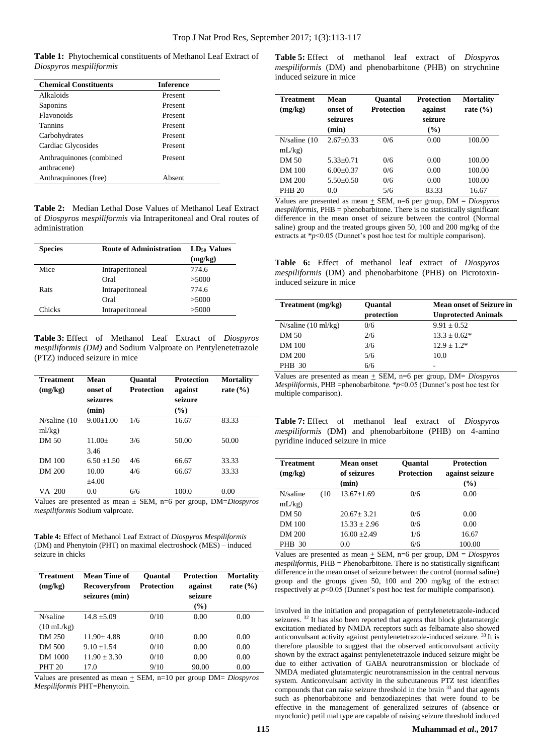**Table 1:** Phytochemical constituents of Methanol Leaf Extract of *Diospyros mespiliformis*

| Chemical Constituents | Inference |
|---|---|
| Alkaloids | Present |
| Saponins | Present |
| Flavonoids | Present |
| Tannins | Present |
| Carbohydrates | Present |
| Cardiac Glycosides | Present |
| Anthraquinones (combined anthracene) | Present |
| Anthraquinones (free) | Absent |

**Table 2:** Median Lethal Dose Values of Methanol Leaf Extract of *Diospyros mespiliformis* via Intraperitoneal and Oral routes of administration

| Species | Route of Administration | $LD_{50}$ Values (mg/kg) |
|---|---|---|
| Mice | Intraperitoneal | 774.6 |
| | Oral | >5000 |
| Rats | Intraperitoneal | 774.6 |
| | Oral | >5000 |
| Chicks | Intraperitoneal | >5000 |

**Table 3:** Effect of Methanol Leaf Extract of *Diospyros mespiliformis (DM)* and Sodium Valproate on Pentylenetetrazole (PTZ) induced seizure in mice

| Treatment (mg/kg) | Mean onset of seizures (min) | Quantal Protection | Protection against seizure (%) | Mortality rate (%) |
|---|---|---|---|---|
| N/saline (10 ml/kg) | 9.00±1.00 | 1/6 | 16.67 | 83.33 |
| DM 50 | 11.00± 3.46 | 3/6 | 50.00 | 50.00 |
| DM 100 | 6.50 ±1.50 | 4/6 | 66.67 | 33.33 |
| DM 200 | 10.00 ±4.00 | 4/6 | 66.67 | 33.33 |
| VA 200 | 0.0 | 6/6 | 100.0 | 0.00 |

Values are presented as mean ± SEM, n=6 per group, DM=*Diospyros mespiliformis* Sodium valproate.

**Table 4:** Effect of Methanol Leaf Extract of *Diospyros Mespiliformis* (DM) and Phenytoin (PHT) on maximal electroshock (MES) – induced seizure in chicks

| Treatment (mg/kg) | Mean Time of Recoveryfrom seizures (min) | Quantal Protection | Protection against seizure (%) | Mortality rate (%) |
|---|---|---|---|---|
| N/saline (10 mL/kg) | 14.8 ±5.09 | 0/10 | 0.00 | 0.00 |
| DM 250 | 11.90± 4.88 | 0/10 | 0.00 | 0.00 |
| DM 500 | 9.10 ±1.54 | 0/10 | 0.00 | 0.00 |
| DM 1000 | 11.90 ± 3.30 | 0/10 | 0.00 | 0.00 |
| PHT 20 | 17.0 | 9/10 | 90.00 | 0.00 |

Values are presented as mean ± SEM, n=10 per group DM= *Diospyros Mespiliformis* PHT=Phenytoin.

**Table 5:** Effect of methanol leaf extract of *Diospyros mespiliformis* (DM) and phenobarbitone (PHB) on strychnine induced seizure in mice

| Treatment (mg/kg) | Mean onset of seizures (min) | Quantal Protection | Protection against seizure (%) | Mortality rate (%) |
|---|---|---|---|---|
| N/saline (10 mL/kg) | 2.67±0.33 | 0/6 | 0.00 | 100.00 |
| DM 50 | 5.33±0.71 | 0/6 | 0.00 | 100.00 |
| DM 100 | 6.00±0.37 | 0/6 | 0.00 | 100.00 |
| DM 200 | 5.50±0.50 | 0/6 | 0.00 | 100.00 |
| PHB 20 | 0.0 | 5/6 | 83.33 | 16.67 |

Values are presented as mean ± SEM, n=6 per group, DM = *Diospyros mespiliformis*, PHB = phenobarbitone. There is no statistically significant difference in the mean onset of seizure between the control (Normal saline) group and the treated groups given 50, 100 and 200 mg/kg of the extracts at \*$p<0.05$ (Dunnet's post hoc test for multiple comparison).

**Table 6:** Effect of methanol leaf extract of *Diospyros mespiliformis* (DM) and phenobarbitone (PHB) on Picrotoxin-induced seizure in mice

| Treatment (mg/kg) | Quantal protection | Mean onset of Seizure in Unprotected Animals |
|---|---|---|
| N/saline (10 ml/kg) | 0/6 | 9.91 ± 0.52 |
| DM 50 | 2/6 | 13.3 ± 0.62* |
| DM 100 | 3/6 | 12.9 ± 1.2* |
| DM 200 | 5/6 | 10.0 |
| PHB 30 | 6/6 | - |

Values are presented as mean ± SEM, n=6 per group, DM= *Diospyros Mespiliformis*, PHB =phenobarbitone. \*$p<0.05$ (Dunnet's post hoc test for multiple comparison).

**Table 7:** Effect of methanol leaf extract of *Diospyros mespiliformis* (DM) and phenobarbitone (PHB) on 4-amino pyridine induced seizure in mice

| Treatment (mg/kg) | Mean onset of seizures (min) | Quantal Protection | Protection against seizure (%) |
|---|---|---|---|
| N/saline (10 mL/kg) | 13.67±1.69 | 0/6 | 0.00 |
| DM 50 | 20.67± 3.21 | 0/6 | 0.00 |
| DM 100 | 15.33 ± 2.96 | 0/6 | 0.00 |
| DM 200 | 16.00 ±2.49 | 1/6 | 16.67 |
| PHB 30 | 0.0 | 6/6 | 100.00 |

Values are presented as mean ± SEM, n=6 per group, DM = *Diospyros mespiliformis*, PHB = Phenobarbitone. There is no statistically significant difference in the mean onset of seizure between the control (normal saline) group and the groups given 50, 100 and 200 mg/kg of the extract respectively at $p<0.05$ (Dunnet's post hoc test for multiple comparison).

involved in the initiation and propagation of pentylenetetrazole-induced seizures. [32] It has also been reported that agents that block glutamatergic excitation mediated by NMDA receptors such as felbamate also showed anticonvulsant activity against pentylenetetrazole-induced seizure. [33] It is therefore plausible to suggest that the observed anticonvulsant activity shown by the extract against pentylenetetrazole induced seizure might be due to either activation of GABA neurotransmission or blockade of NMDA mediated glutamatergic neurotransmission in the central nervous system. Anticonvulsant activity in the subcutaneous PTZ test identifies compounds that can raise seizure threshold in the brain [33] and that agents such as phenorbabitone and benzodiazepines that were found to be effective in the management of generalized seizures of (absence or myoclonic) petil mal type are capable of raising seizure threshold induced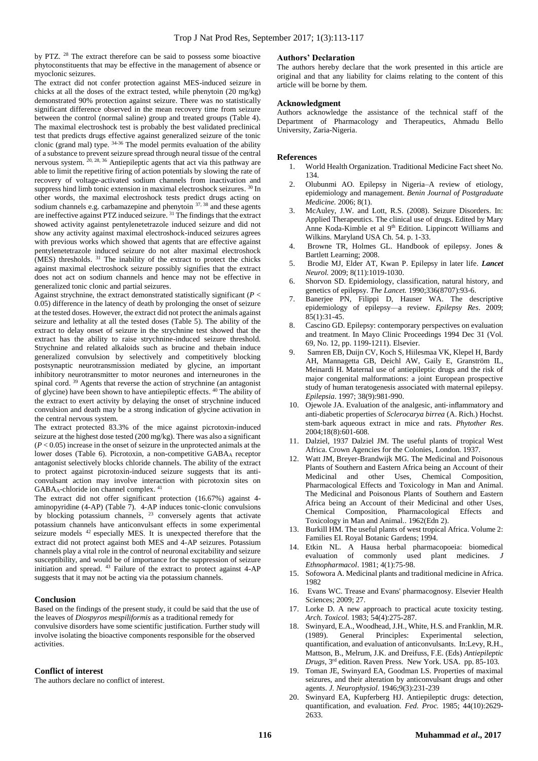by PTZ. [28] The extract therefore can be said to possess some bioactive phytoconstituents that may be effective in the management of absence or myoclonic seizures.

The extract did not confer protection against MES-induced seizure in chicks at all the doses of the extract tested, while phenytoin (20 mg/kg) demonstrated 90% protection against seizure. There was no statistically significant difference observed in the mean recovery time from seizure between the control (normal saline) group and treated groups (Table 4). The maximal electroshock test is probably the best validated preclinical test that predicts drugs effective against generalized seizure of the tonic clonic (grand mal) type. [34-36] The model permits evaluation of the ability of a substance to prevent seizure spread through neural tissue of the central nervous system. [20, 28, 36] Antiepileptic agents that act via this pathway are able to limit the repetitive firing of action potentials by slowing the rate of recovery of voltage-activated sodium channels from inactivation and suppress hind limb tonic extension in maximal electroshock seizures. [30] In other words, the maximal electroshock tests predict drugs acting on sodium channels e.g. carbamazepine and phenytoin [37, 38] and these agents are ineffective against PTZ induced seizure. [31] The findings that the extract showed activity against pentylenetetrazole induced seizure and did not show any activity against maximal electroshock-induced seizures agrees with previous works which showed that agents that are effective against pentylenetetrazole induced seizure do not alter maximal electroshock (MES) thresholds. [31] The inability of the extract to protect the chicks against maximal electroshock seizure possibly signifies that the extract does not act on sodium channels and hence may not be effective in generalized tonic clonic and partial seizures.

Against strychnine, the extract demonstrated statistically significant ($P < 0.05$) difference in the latency of death by prolonging the onset of seizure at the tested doses. However, the extract did not protect the animals against seizure and lethality at all the tested doses (Table 5). The ability of the extract to delay onset of seizure in the strychnine test showed that the extract has the ability to raise strychnine-induced seizure threshold. Strychnine and related alkaloids such as brucine and thebain induce generalized convulsion by selectively and competitively blocking postsynaptic neurotransmission mediated by glycine, an important inhibitory neurotransmitter to motor neurones and interneurones in the spinal cord. [39] Agents that reverse the action of strychnine (an antagonist of glycine) have been shown to have antiepileptic effects. [40] The ability of the extract to exert activity by delaying the onset of strychnine induced convulsion and death may be a strong indication of glycine activation in the central nervous system.

The extract protected 83.3% of the mice against picrotoxin-induced seizure at the highest dose tested (200 mg/kg). There was also a significant ($P < 0.05$) increase in the onset of seizure in the unprotected animals at the lower doses (Table 6). Picrotoxin, a non-competitive $GABA_A$ receptor antagonist selectively blocks chloride channels. The ability of the extract to protect against picrotoxin-induced seizure suggests that its anti-convulsant action may involve interaction with picrotoxin sites on $GABA_A$-chloride ion channel complex. [41]

The extract did not offer significant protection (16.67%) against 4-aminopyridine (4-AP) (Table 7). 4-AP induces tonic-clonic convulsions by blocking potassium channels, [23] conversely agents that activate potassium channels have anticonvulsant effects in some experimental seizure models [42] especially MES. It is unexpected therefore that the extract did not protect against both MES and 4-AP seizures. Potassium channels play a vital role in the control of neuronal excitability and seizure susceptibility, and would be of importance for the suppression of seizure initiation and spread. [43] Failure of the extract to protect against 4-AP suggests that it may not be acting via the potassium channels.

## Conclusion

Based on the findings of the present study, it could be said that the use of the leaves of *Diospyros mespiliformis* as a traditional remedy for convulsive disorders have some scientific justification. Further study will involve isolating the bioactive components responsible for the observed activities.

## Conflict of interest

The authors declare no conflict of interest.

## Authors' Declaration

The authors hereby declare that the work presented in this article are original and that any liability for claims relating to the content of this article will be borne by them.

## Acknowledgment

Authors acknowledge the assistance of the technical staff of the Department of Pharmacology and Therapeutics, Ahmadu Bello University, Zaria-Nigeria.

## References

1. World Health Organization. Traditional Medicine Fact sheet No. 134.
2. Olubunmi AO. Epilepsy in Nigeria–A review of etiology, epidemiology and management. *Benin Journal of Postgraduate Medicine.* 2006; 8(1).
3. McAuley, J.W. and Lott, R.S. (2008). Seizure Disorders. In: Applied Therapeutics. The clinical use of drugs. Edited by Mary Anne Koda-Kimble et al 9th Edition. Lippincott Williams and Wilkins. Maryland USA Ch. 54. p. 1-33.
4. Browne TR, Holmes GL. Handbook of epilepsy. Jones & Bartlett Learning; 2008.
5. Brodie MJ, Elder AT, Kwan P. Epilepsy in later life. ***Lancet*** *Neurol.* 2009; 8(11):1019-1030.
6. Shorvon SD. Epidemiology, classification, natural history, and genetics of epilepsy. *The Lancet.* 1990;336(8707):93-6.
7. Banerjee PN, Filippi D, Hauser WA. The descriptive epidemiology of epilepsy—a review. *Epilepsy Res*. 2009; 85(1):31-45.
8. Cascino GD. Epilepsy: contemporary perspectives on evaluation and treatment. In Mayo Clinic Proceedings 1994 Dec 31 (Vol. 69, No. 12, pp. 1199-1211). Elsevier.
9. Samren EB, Duijn CV, Koch S, Hiilesmaa VK, Klepel H, Bardy AH, Mannagetta GB, Deichl AW, Gaily E, Granström IL, Meinardi H. Maternal use of antiepileptic drugs and the risk of major congenital malformations: a joint European prospective study of human teratogenesis associated with maternal epilepsy. *Epilepsia*. 1997; 38(9):981-990.
10. Ojewole JA. Evaluation of the analgesic, anti-inflammatory and anti-diabetic properties of *Sclerocarya birrea* (A. Rich.) Hochst. stem-bark aqueous extract in mice and rats. *Phytother Res*. 2004;18(8):601-608.
11. Dalziel, 1937 Dalziel JM. The useful plants of tropical West Africa. Crown Agencies for the Colonies, London. 1937.
12. Watt JM, Breyer-Brandwijk MG. The Medicinal and Poisonous Plants of Southern and Eastern Africa being an Account of their Medicinal and other Uses, Chemical Composition, Pharmacological Effects and Toxicology in Man and Animal. The Medicinal and Poisonous Plants of Southern and Eastern Africa being an Account of their Medicinal and other Uses, Chemical Composition, Pharmacological Effects and Toxicology in Man and Animal.. 1962(Edn 2).
13. Burkill HM. The useful plants of west tropical Africa. Volume 2: Families EI. Royal Botanic Gardens; 1994.
14. Etkin NL. A Hausa herbal pharmacopoeia: biomedical evaluation of commonly used plant medicines. *J Ethnopharmacol*. 1981; 4(1):75-98.
15. Sofowora A. Medicinal plants and traditional medicine in Africa. 1982
16. Evans WC. Trease and Evans' pharmacognosy. Elsevier Health Sciences; 2009; 27.
17. Lorke D. A new approach to practical acute toxicity testing. *Arch. Toxicol.* 1983; 54(4):275-287.
18. Swinyard, E.A., Woodhead, J.H., White, H.S. and Franklin, M.R. (1989). General Principles: Experimental selection, quantification, and evaluation of anticonvulsants. In:Levy, R.H., Mattson, B., Melrum, J.K. and Dreifuss, F.E. (Eds) *Antiepileptic Drugs*, 3rd edition. Raven Press. New York. USA. pp. 85-103.
19. Toman JE, Swinyard EA, Goodman LS. Properties of maximal seizures, and their alteration by anticonvulsant drugs and other agents. *J. Neurophysiol*. 1946;9(3):231-239
20. Swinyard EA, Kupferberg HJ. Antiepileptic drugs: detection, quantification, and evaluation. *Fed. Proc.* 1985; 44(10):2629-2633.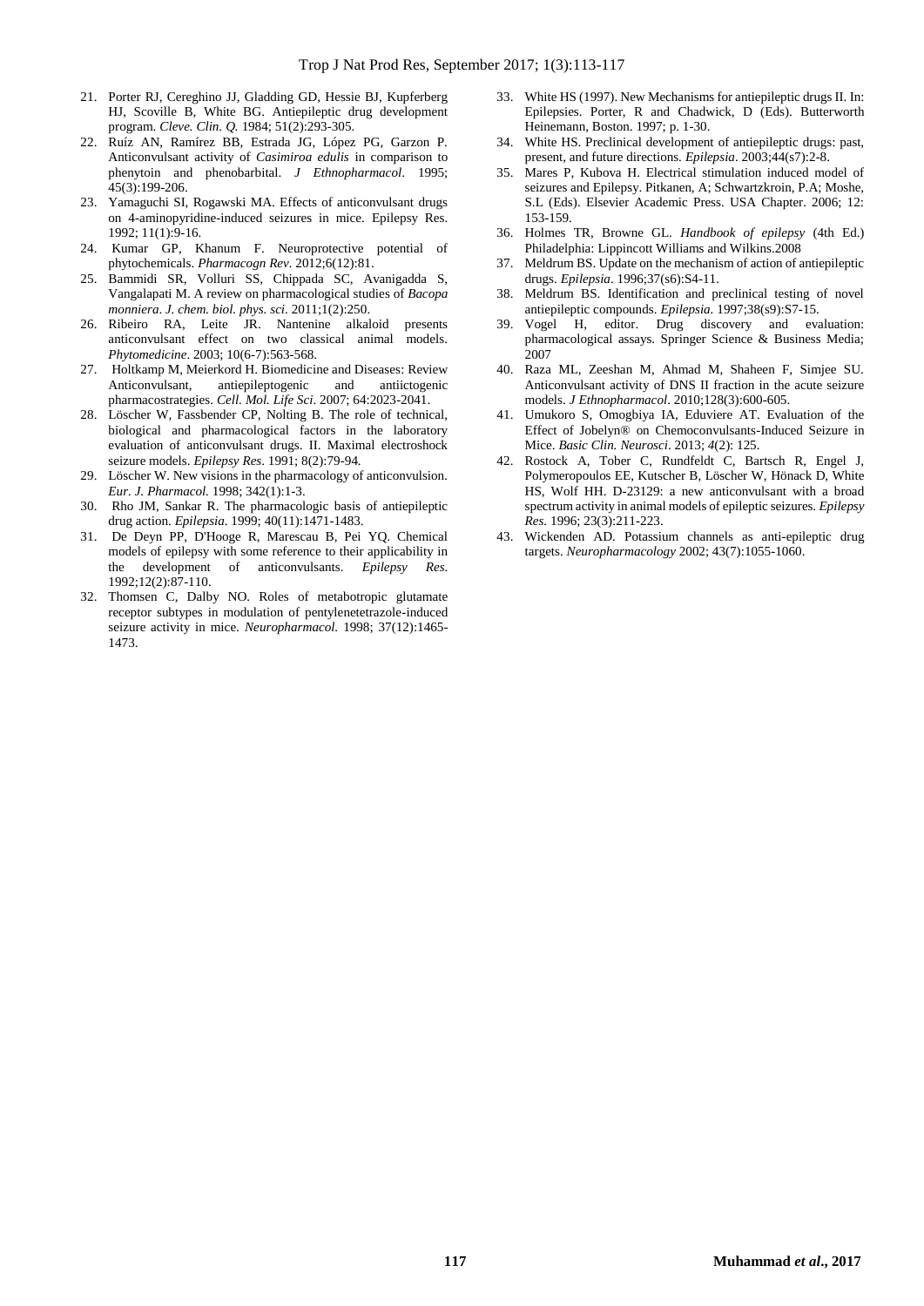21. Porter RJ, Cereghino JJ, Gladding GD, Hessie BJ, Kupferberg HJ, Scoville B, White BG. Antiepileptic drug development program. *Cleve. Clin. Q.* 1984; 51(2):293-305.
22. Ruíz AN, Ramírez BB, Estrada JG, López PG, Garzon P. Anticonvulsant activity of *Casimiroa edulis* in comparison to phenytoin and phenobarbital. *J Ethnopharmacol*. 1995; 45(3):199-206.
23. Yamaguchi SI, Rogawski MA. Effects of anticonvulsant drugs on 4-aminopyridine-induced seizures in mice. Epilepsy Res. 1992; 11(1):9-16.
24. Kumar GP, Khanum F. Neuroprotective potential of phytochemicals. *Pharmacogn Rev*. 2012;6(12):81.
25. Bammidi SR, Volluri SS, Chippada SC, Avanigadda S, Vangalapati M. A review on pharmacological studies of *Bacopa monniera*. *J. chem. biol. phys. sci.* 2011;1(2):250.
26. Ribeiro RA, Leite JR. Nantenine alkaloid presents anticonvulsant effect on two classical animal models. *Phytomedicine*. 2003; 10(6-7):563-568.
27. Holtkamp M, Meierkord H. Biomedicine and Diseases: Review Anticonvulsant, antiepileptogenic and antiictogenic pharmacostrategies. *Cell. Mol. Life Sci*. 2007; 64:2023-2041.
28. Löscher W, Fassbender CP, Nolting B. The role of technical, biological and pharmacological factors in the laboratory evaluation of anticonvulsant drugs. II. Maximal electroshock seizure models. *Epilepsy Res*. 1991; 8(2):79-94.
29. Löscher W. New visions in the pharmacology of anticonvulsion. *Eur. J. Pharmacol.* 1998; 342(1):1-3.
30. Rho JM, Sankar R. The pharmacologic basis of antiepileptic drug action. *Epilepsia*. 1999; 40(11):1471-1483.
31. De Deyn PP, D'Hooge R, Marescau B, Pei YQ. Chemical models of epilepsy with some reference to their applicability in the development of anticonvulsants. *Epilepsy Res*. 1992;12(2):87-110.
32. Thomsen C, Dalby NO. Roles of metabotropic glutamate receptor subtypes in modulation of pentylenetetrazole-induced seizure activity in mice. *Neuropharmacol.* 1998; 37(12):1465-1473.
33. White HS (1997). New Mechanisms for antiepileptic drugs II. In: Epilepsies. Porter, R and Chadwick, D (Eds). Butterworth Heinemann, Boston. 1997; p. 1-30.
34. White HS. Preclinical development of antiepileptic drugs: past, present, and future directions. *Epilepsia*. 2003;44(s7):2-8.
35. Mares P, Kubova H. Electrical stimulation induced model of seizures and Epilepsy. Pitkanen, A; Schwartzkroin, P.A; Moshe, S.L (Eds). Elsevier Academic Press. USA Chapter. 2006; 12: 153-159.
36. Holmes TR, Browne GL. *Handbook of epilepsy* (4th Ed.) Philadelphia: Lippincott Williams and Wilkins.2008
37. Meldrum BS. Update on the mechanism of action of antiepileptic drugs. *Epilepsia*. 1996;37(s6):S4-11.
38. Meldrum BS. Identification and preclinical testing of novel antiepileptic compounds. *Epilepsia.* 1997;38(s9):S7-15.
39. Vogel H, editor. Drug discovery and evaluation: pharmacological assays. Springer Science & Business Media; 2007
40. Raza ML, Zeeshan M, Ahmad M, Shaheen F, Simjee SU. Anticonvulsant activity of DNS II fraction in the acute seizure models. *J Ethnopharmacol*. 2010;128(3):600-605.
41. Umukoro S, Omogbiya IA, Eduviere AT. Evaluation of the Effect of Jobelyn® on Chemoconvulsants-Induced Seizure in Mice. *Basic Clin. Neurosci*. 2013; *4*(2): 125.
42. Rostock A, Tober C, Rundfeldt C, Bartsch R, Engel J, Polymeropoulos EE, Kutscher B, Löscher W, Hönack D, White HS, Wolf HH. D-23129: a new anticonvulsant with a broad spectrum activity in animal models of epileptic seizures. *Epilepsy Res.* 1996; 23(3):211-223.
43. Wickenden AD. Potassium channels as anti-epileptic drug targets. *Neuropharmacology* 2002; 43(7):1055-1060.